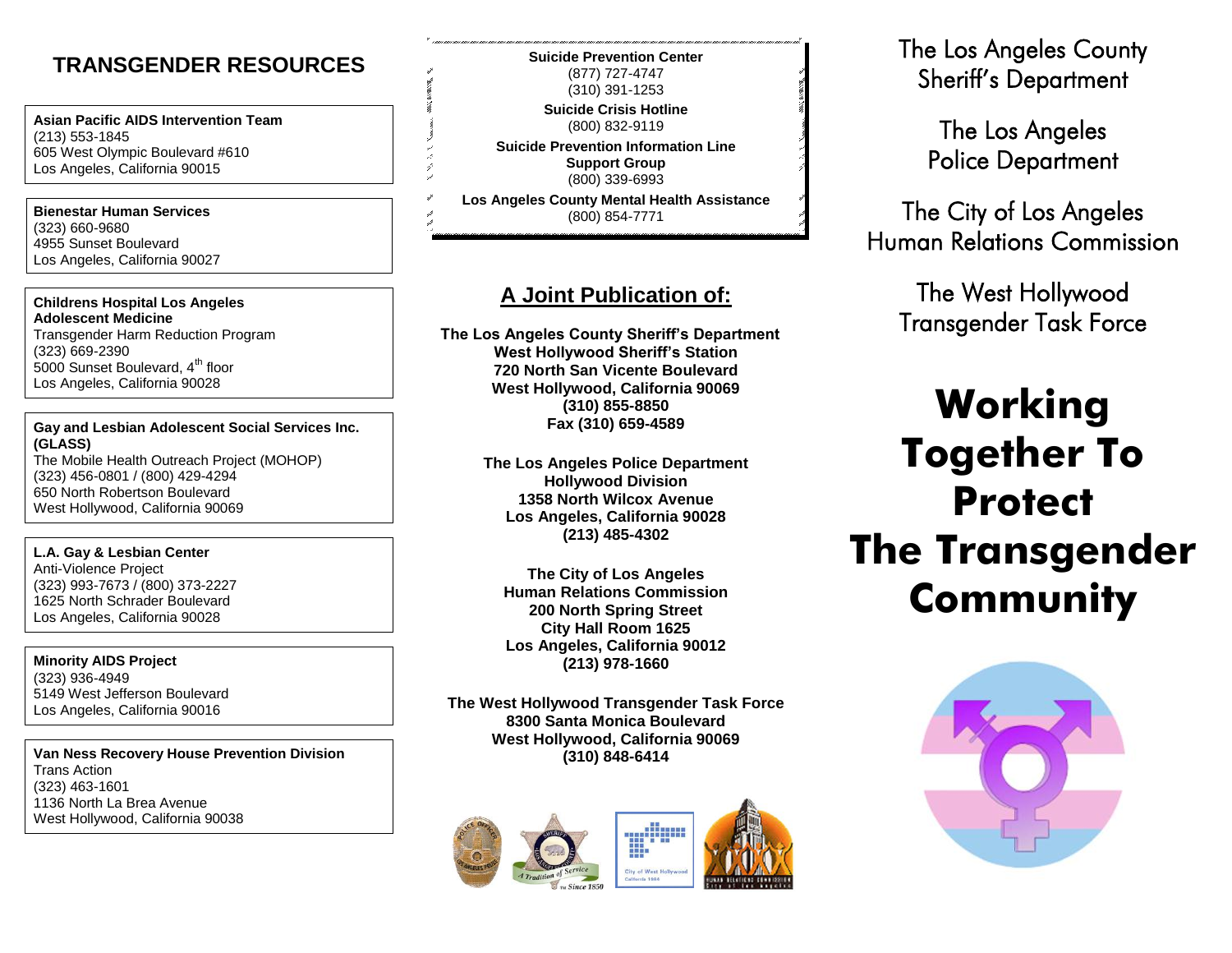## TRANSGENDER RESOURCES

**Asian Pacific AIDS Intervention Team**
(213) 553-1845
605 West Olympic Boulevard #610
Los Angeles, California 90015

**Bienestar Human Services**
(323) 660-9680
4955 Sunset Boulevard
Los Angeles, California 90027

**Childrens Hospital Los Angeles**
**Adolescent Medicine**
Transgender Harm Reduction Program
(323) 669-2390
5000 Sunset Boulevard, 4th floor
Los Angeles, California 90028

**Gay and Lesbian Adolescent Social Services Inc. (GLASS)**
The Mobile Health Outreach Project (MOHOP)
(323) 456-0801 / (800) 429-4294
650 North Robertson Boulevard
West Hollywood, California 90069

**L.A. Gay & Lesbian Center**
Anti-Violence Project
(323) 993-7673 / (800) 373-2227
1625 North Schrader Boulevard
Los Angeles, California 90028

**Minority AIDS Project**
(323) 936-4949
5149 West Jefferson Boulevard
Los Angeles, California 90016

**Van Ness Recovery House Prevention Division**
Trans Action
(323) 463-1601
1136 North La Brea Avenue
West Hollywood, California 90038

**Suicide Prevention Center**
(877) 727-4747
(310) 391-1253

**Suicide Crisis Hotline**
(800) 832-9119

**Suicide Prevention Information Line Support Group**
(800) 339-6993

**Los Angeles County Mental Health Assistance**
(800) 854-7771

## A Joint Publication of:

**The Los Angeles County Sheriff's Department**
**West Hollywood Sheriff's Station**
**720 North San Vicente Boulevard**
**West Hollywood, California 90069**
**(310) 855-8850**
**Fax (310) 659-4589**

**The Los Angeles Police Department**
**Hollywood Division**
**1358 North Wilcox Avenue**
**Los Angeles, California 90028**
**(213) 485-4302**

**The City of Los Angeles**
**Human Relations Commission**
**200 North Spring Street**
**City Hall Room 1625**
**Los Angeles, California 90012**
**(213) 978-1660**

**The West Hollywood Transgender Task Force**
**8300 Santa Monica Boulevard**
**West Hollywood, California 90069**
**(310) 848-6414**

The Los Angeles County Sheriff's Department

The Los Angeles Police Department

The City of Los Angeles Human Relations Commission

The West Hollywood Transgender Task Force

# Working Together To Protect The Transgender Community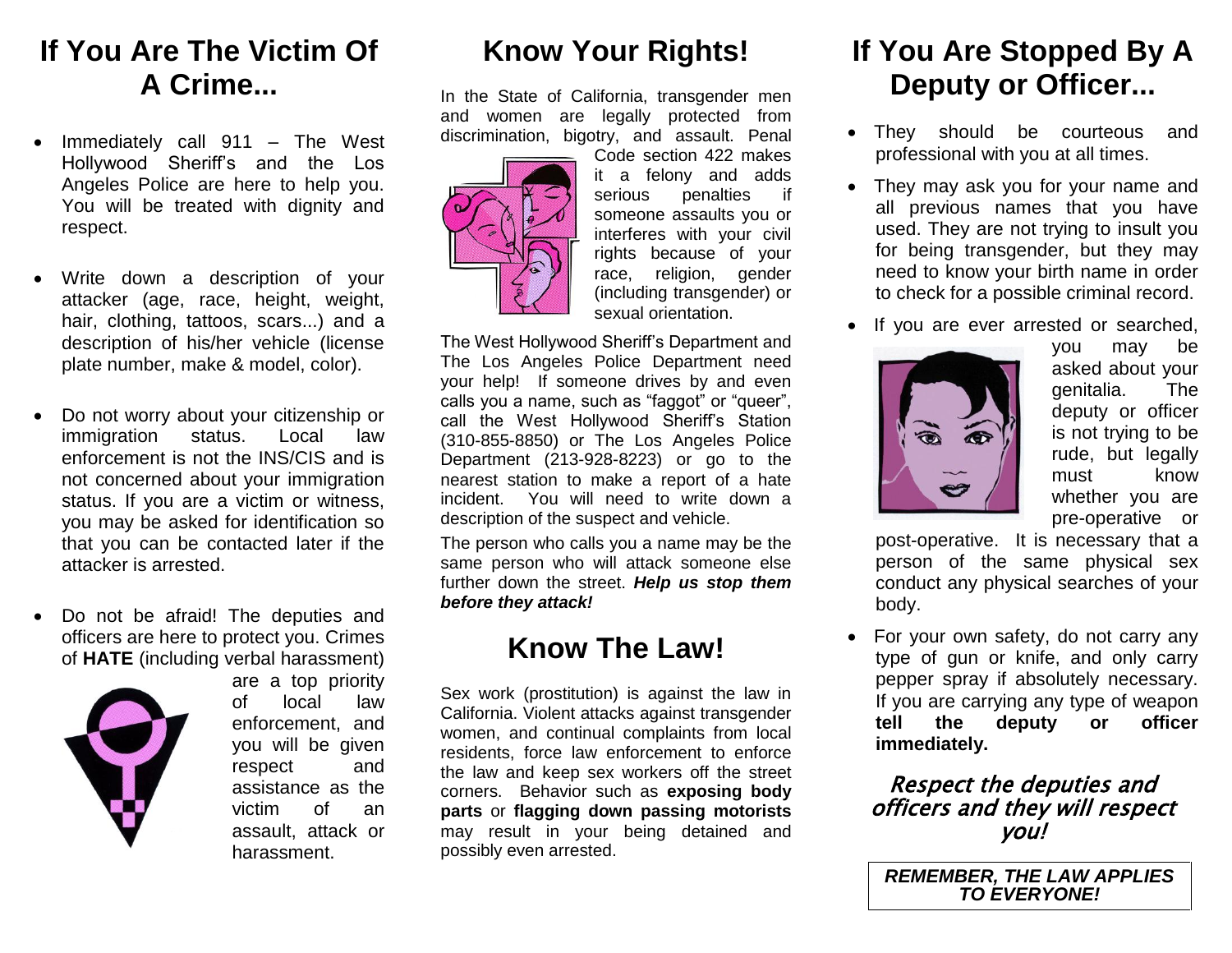# If You Are The Victim Of A Crime...

- Immediately call 911 – The West Hollywood Sheriff's and the Los Angeles Police are here to help you. You will be treated with dignity and respect.
- Write down a description of your attacker (age, race, height, weight, hair, clothing, tattoos, scars...) and a description of his/her vehicle (license plate number, make & model, color).
- Do not worry about your citizenship or immigration status. Local law enforcement is not the INS/CIS and is not concerned about your immigration status. If you are a victim or witness, you may be asked for identification so that you can be contacted later if the attacker is arrested.
- Do not be afraid! The deputies and officers are here to protect you. Crimes of **HATE** (including verbal harassment) are a top priority of local law enforcement, and you will be given respect and assistance as the victim of an assault, attack or harassment.

# Know Your Rights!

In the State of California, transgender men and women are legally protected from discrimination, bigotry, and assault. Penal Code section 422 makes it a felony and adds serious penalties if someone assaults you or interferes with your civil rights because of your race, religion, gender (including transgender) or sexual orientation.

The West Hollywood Sheriff's Department and The Los Angeles Police Department need your help! If someone drives by and even calls you a name, such as "faggot" or "queer", call the West Hollywood Sheriff's Station (310-855-8850) or The Los Angeles Police Department (213-928-8223) or go to the nearest station to make a report of a hate incident. You will need to write down a description of the suspect and vehicle.

The person who calls you a name may be the same person who will attack someone else further down the street. ***Help us stop them before they attack!***

# Know The Law!

Sex work (prostitution) is against the law in California. Violent attacks against transgender women, and continual complaints from local residents, force law enforcement to enforce the law and keep sex workers off the street corners. Behavior such as **exposing body parts** or **flagging down passing motorists** may result in your being detained and possibly even arrested.

# If You Are Stopped By A Deputy or Officer...

- They should be courteous and professional with you at all times.
- They may ask you for your name and all previous names that you have used. They are not trying to insult you for being transgender, but they may need to know your birth name in order to check for a possible criminal record.
- If you are ever arrested or searched, you may be asked about your genitalia. The deputy or officer is not trying to be rude, but legally must know whether you are pre-operative or post-operative. It is necessary that a person of the same physical sex conduct any physical searches of your body.
- For your own safety, do not carry any type of gun or knife, and only carry pepper spray if absolutely necessary. If you are carrying any type of weapon **tell the deputy or officer immediately.**

*Respect the deputies and officers and they will respect you!*

***REMEMBER, THE LAW APPLIES TO EVERYONE!***